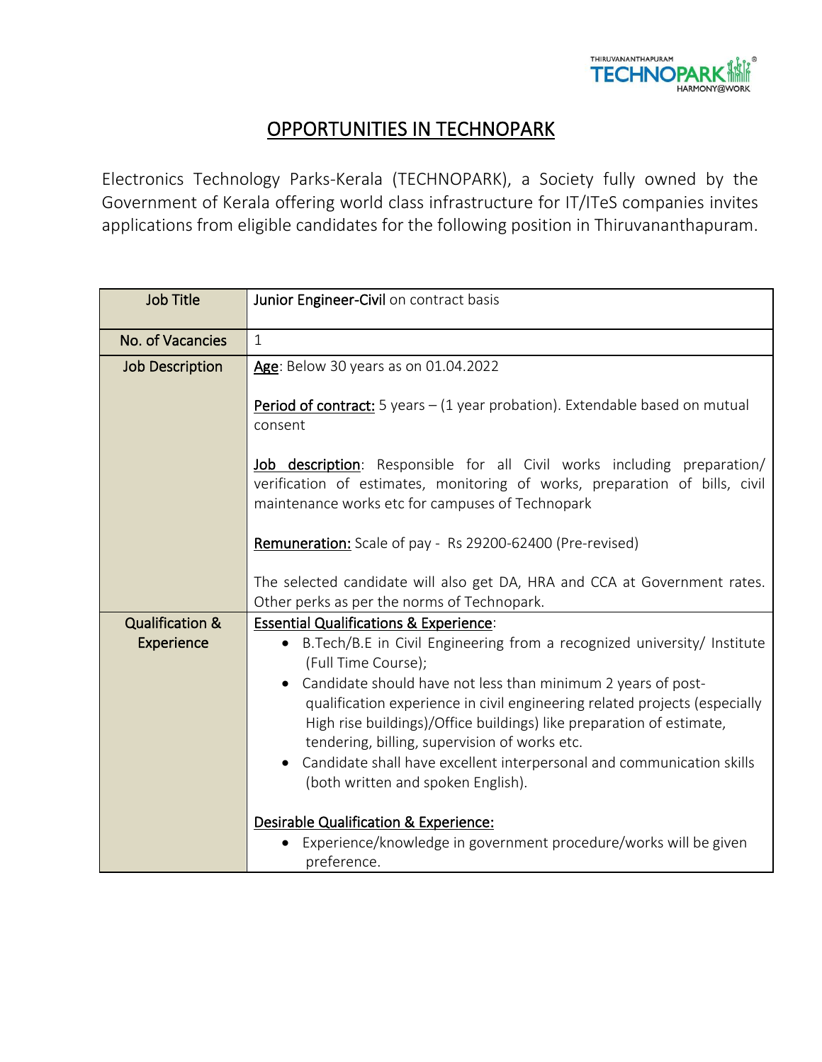# OPPORTUNITIES IN TECHNOPARK

Electronics Technology Parks-Kerala (TECHNOPARK), a Society fully owned by the Government of Kerala offering world class infrastructure for IT/ITeS companies invites applications from eligible candidates for the following position in Thiruvananthapuram.

| Job Title | **Junior Engineer-Civil** on contract basis |
|---|---|
| No. of Vacancies | 1 |
| Job Description | **Age**: Below 30 years as on 01.04.2022<br><br>**Period of contract:** 5 years – (1 year probation). Extendable based on mutual consent<br><br>**Job description**: Responsible for all Civil works including preparation/ verification of estimates, monitoring of works, preparation of bills, civil maintenance works etc for campuses of Technopark<br><br>**Remuneration:** Scale of pay - Rs 29200-62400 (Pre-revised)<br><br>The selected candidate will also get DA, HRA and CCA at Government rates. Other perks as per the norms of Technopark. |
| Qualification & Experience | **Essential Qualifications & Experience**:<br>• B.Tech/B.E in Civil Engineering from a recognized university/ Institute (Full Time Course);<br>• Candidate should have not less than minimum 2 years of post-qualification experience in civil engineering related projects (especially High rise buildings)/Office buildings) like preparation of estimate, tendering, billing, supervision of works etc.<br>• Candidate shall have excellent interpersonal and communication skills (both written and spoken English).<br><br>**Desirable Qualification & Experience:**<br>• Experience/knowledge in government procedure/works will be given preference. |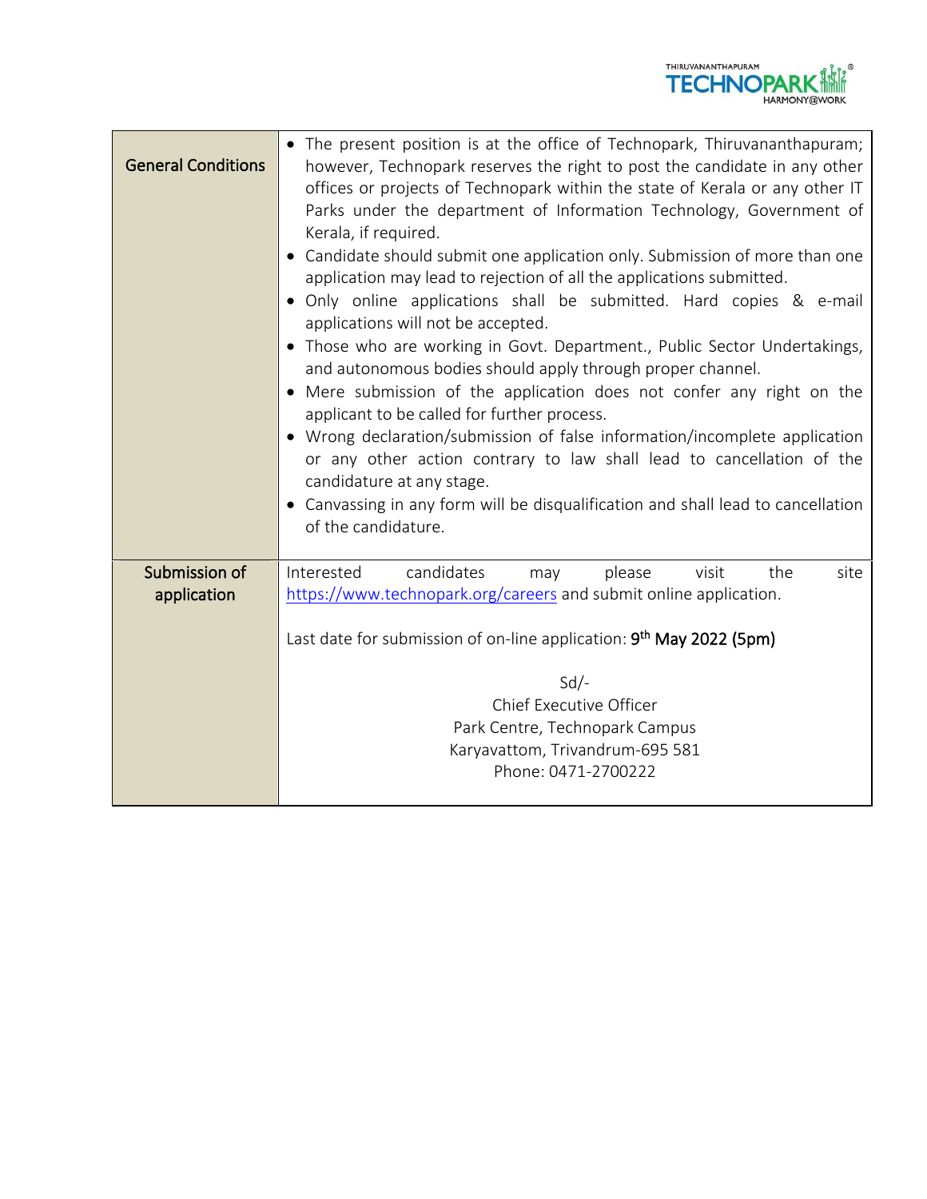| | |
|---|---|
| General Conditions | • The present position is at the office of Technopark, Thiruvananthapuram; however, Technopark reserves the right to post the candidate in any other offices or projects of Technopark within the state of Kerala or any other IT Parks under the department of Information Technology, Government of Kerala, if required.<br>• Candidate should submit one application only. Submission of more than one application may lead to rejection of all the applications submitted.<br>• Only online applications shall be submitted. Hard copies & e-mail applications will not be accepted.<br>• Those who are working in Govt. Department., Public Sector Undertakings, and autonomous bodies should apply through proper channel.<br>• Mere submission of the application does not confer any right on the applicant to be called for further process.<br>• Wrong declaration/submission of false information/incomplete application or any other action contrary to law shall lead to cancellation of the candidature at any stage.<br>• Canvassing in any form will be disqualification and shall lead to cancellation of the candidature. |
| Submission of application | Interested candidates may please visit the site https://www.technopark.org/careers and submit online application.<br><br>Last date for submission of on-line application: **9th May 2022 (5pm)**<br><br>Sd/-<br>Chief Executive Officer<br>Park Centre, Technopark Campus<br>Karyavattom, Trivandrum-695 581<br>Phone: 0471-2700222 |